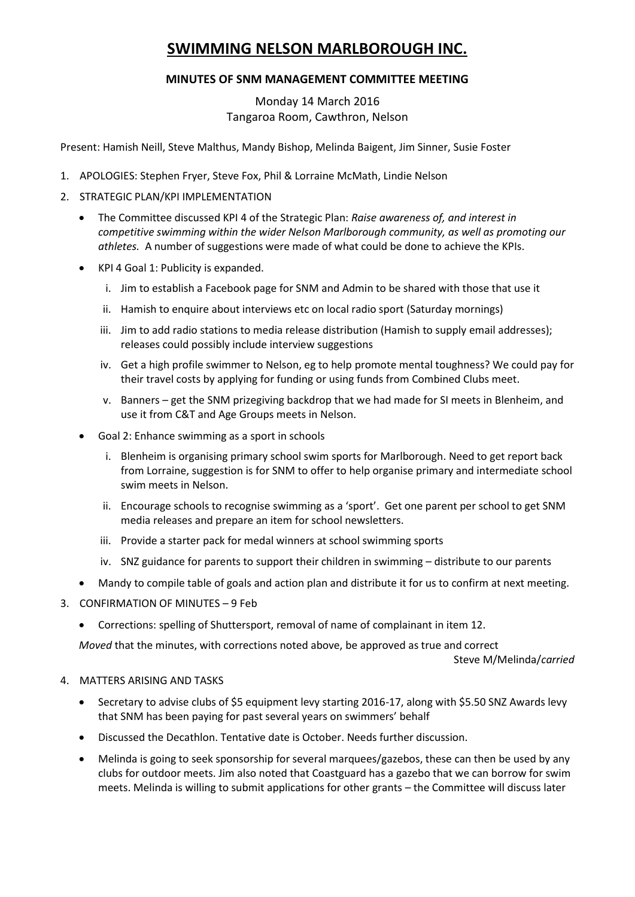# SWIMMING NELSON MARLBOROUGH INC.

## MINUTES OF SNM MANAGEMENT COMMITTEE MEETING

Monday 14 March 2016
Tangaroa Room, Cawthron, Nelson

Present: Hamish Neill, Steve Malthus, Mandy Bishop, Melinda Baigent, Jim Sinner, Susie Foster

1. APOLOGIES: Stephen Fryer, Steve Fox, Phil & Lorraine McMath, Lindie Nelson

2. STRATEGIC PLAN/KPI IMPLEMENTATION
   - The Committee discussed KPI 4 of the Strategic Plan: *Raise awareness of, and interest in competitive swimming within the wider Nelson Marlborough community, as well as promoting our athletes.* A number of suggestions were made of what could be done to achieve the KPIs.
   - KPI 4 Goal 1: Publicity is expanded.
     i. Jim to establish a Facebook page for SNM and Admin to be shared with those that use it
     ii. Hamish to enquire about interviews etc on local radio sport (Saturday mornings)
     iii. Jim to add radio stations to media release distribution (Hamish to supply email addresses); releases could possibly include interview suggestions
     iv. Get a high profile swimmer to Nelson, eg to help promote mental toughness? We could pay for their travel costs by applying for funding or using funds from Combined Clubs meet.
     v. Banners – get the SNM prizegiving backdrop that we had made for SI meets in Blenheim, and use it from C&T and Age Groups meets in Nelson.
   - Goal 2: Enhance swimming as a sport in schools
     i. Blenheim is organising primary school swim sports for Marlborough. Need to get report back from Lorraine, suggestion is for SNM to offer to help organise primary and intermediate school swim meets in Nelson.
     ii. Encourage schools to recognise swimming as a 'sport'. Get one parent per school to get SNM media releases and prepare an item for school newsletters.
     iii. Provide a starter pack for medal winners at school swimming sports
     iv. SNZ guidance for parents to support their children in swimming – distribute to our parents
   - Mandy to compile table of goals and action plan and distribute it for us to confirm at next meeting.

3. CONFIRMATION OF MINUTES – 9 Feb
   - Corrections: spelling of Shuttersport, removal of name of complainant in item 12.

   *Moved* that the minutes, with corrections noted above, be approved as true and correct

   Steve M/Melinda/*carried*

4. MATTERS ARISING AND TASKS
   - Secretary to advise clubs of $5 equipment levy starting 2016-17, along with $5.50 SNZ Awards levy that SNM has been paying for past several years on swimmers' behalf
   - Discussed the Decathlon. Tentative date is October. Needs further discussion.
   - Melinda is going to seek sponsorship for several marquees/gazebos, these can then be used by any clubs for outdoor meets. Jim also noted that Coastguard has a gazebo that we can borrow for swim meets. Melinda is willing to submit applications for other grants – the Committee will discuss later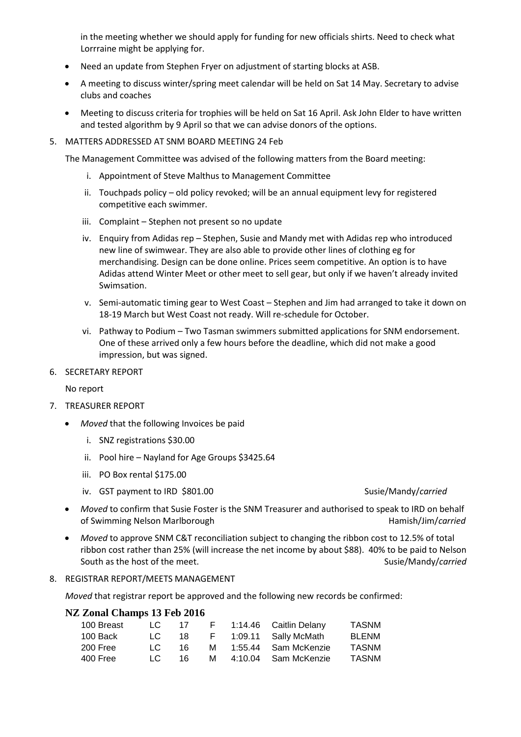in the meeting whether we should apply for funding for new officials shirts. Need to check what Lorrraine might be applying for.

- Need an update from Stephen Fryer on adjustment of starting blocks at ASB.
- A meeting to discuss winter/spring meet calendar will be held on Sat 14 May. Secretary to advise clubs and coaches
- Meeting to discuss criteria for trophies will be held on Sat 16 April. Ask John Elder to have written and tested algorithm by 9 April so that we can advise donors of the options.

5. MATTERS ADDRESSED AT SNM BOARD MEETING 24 Feb

The Management Committee was advised of the following matters from the Board meeting:

i. Appointment of Steve Malthus to Management Committee
ii. Touchpads policy – old policy revoked; will be an annual equipment levy for registered competitive each swimmer.
iii. Complaint – Stephen not present so no update
iv. Enquiry from Adidas rep – Stephen, Susie and Mandy met with Adidas rep who introduced new line of swimwear. They are also able to provide other lines of clothing eg for merchandising. Design can be done online. Prices seem competitive. An option is to have Adidas attend Winter Meet or other meet to sell gear, but only if we haven't already invited Swimsation.
v. Semi-automatic timing gear to West Coast – Stephen and Jim had arranged to take it down on 18-19 March but West Coast not ready. Will re-schedule for October.
vi. Pathway to Podium – Two Tasman swimmers submitted applications for SNM endorsement. One of these arrived only a few hours before the deadline, which did not make a good impression, but was signed.

6. SECRETARY REPORT

No report

7. TREASURER REPORT

- *Moved* that the following Invoices be paid
  i. SNZ registrations $30.00
  ii. Pool hire – Nayland for Age Groups $3425.64
  iii. PO Box rental $175.00
  iv. GST payment to IRD $801.00 Susie/Mandy/*carried*
- *Moved* to confirm that Susie Foster is the SNM Treasurer and authorised to speak to IRD on behalf of Swimming Nelson Marlborough Hamish/Jim/*carried*
- *Moved* to approve SNM C&T reconciliation subject to changing the ribbon cost to 12.5% of total ribbon cost rather than 25% (will increase the net income by about $88). 40% to be paid to Nelson South as the host of the meet. Susie/Mandy/*carried*

8. REGISTRAR REPORT/MEETS MANAGEMENT

*Moved* that registrar report be approved and the following new records be confirmed:

**NZ Zonal Champs 13 Feb 2016**

| | | | | | | |
|---|---|---|---|---|---|---|
| 100 Breast | LC | 17 | F | 1:14.46 | Caitlin Delany | TASNM |
| 100 Back | LC | 18 | F | 1:09.11 | Sally McMath | BLENM |
| 200 Free | LC | 16 | M | 1:55.44 | Sam McKenzie | TASNM |
| 400 Free | LC | 16 | M | 4:10.04 | Sam McKenzie | TASNM |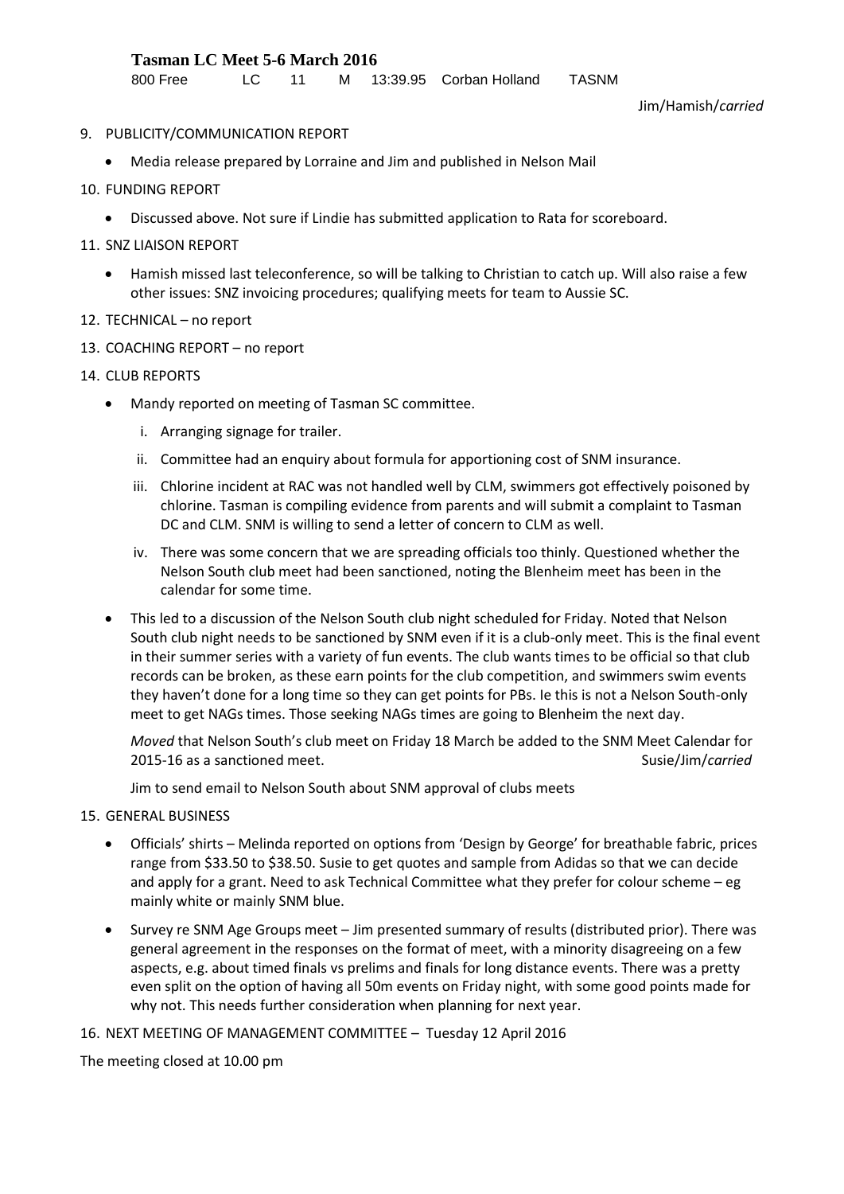**Tasman LC Meet 5-6 March 2016**

| | | | | | | |
|---|---|---|---|---|---|---|
| 800 Free | LC | 11 | M | 13:39.95 | Corban Holland | TASNM |

Jim/Hamish/*carried*

9. PUBLICITY/COMMUNICATION REPORT
   - Media release prepared by Lorraine and Jim and published in Nelson Mail
10. FUNDING REPORT
    - Discussed above. Not sure if Lindie has submitted application to Rata for scoreboard.
11. SNZ LIAISON REPORT
    - Hamish missed last teleconference, so will be talking to Christian to catch up. Will also raise a few other issues: SNZ invoicing procedures; qualifying meets for team to Aussie SC.
12. TECHNICAL – no report
13. COACHING REPORT – no report
14. CLUB REPORTS
    - Mandy reported on meeting of Tasman SC committee.
      1. Arranging signage for trailer.
      2. Committee had an enquiry about formula for apportioning cost of SNM insurance.
      3. Chlorine incident at RAC was not handled well by CLM, swimmers got effectively poisoned by chlorine. Tasman is compiling evidence from parents and will submit a complaint to Tasman DC and CLM. SNM is willing to send a letter of concern to CLM as well.
      4. There was some concern that we are spreading officials too thinly. Questioned whether the Nelson South club meet had been sanctioned, noting the Blenheim meet has been in the calendar for some time.
    - This led to a discussion of the Nelson South club night scheduled for Friday. Noted that Nelson South club night needs to be sanctioned by SNM even if it is a club-only meet. This is the final event in their summer series with a variety of fun events. The club wants times to be official so that club records can be broken, as these earn points for the club competition, and swimmers swim events they haven't done for a long time so they can get points for PBs. Ie this is not a Nelson South-only meet to get NAGs times. Those seeking NAGs times are going to Blenheim the next day.

      *Moved* that Nelson South's club meet on Friday 18 March be added to the SNM Meet Calendar for 2015-16 as a sanctioned meet. Susie/Jim/*carried*

      Jim to send email to Nelson South about SNM approval of clubs meets
15. GENERAL BUSINESS
    - Officials' shirts – Melinda reported on options from 'Design by George' for breathable fabric, prices range from $33.50 to $38.50. Susie to get quotes and sample from Adidas so that we can decide and apply for a grant. Need to ask Technical Committee what they prefer for colour scheme – eg mainly white or mainly SNM blue.
    - Survey re SNM Age Groups meet – Jim presented summary of results (distributed prior). There was general agreement in the responses on the format of meet, with a minority disagreeing on a few aspects, e.g. about timed finals vs prelims and finals for long distance events. There was a pretty even split on the option of having all 50m events on Friday night, with some good points made for why not. This needs further consideration when planning for next year.
16. NEXT MEETING OF MANAGEMENT COMMITTEE – Tuesday 12 April 2016

The meeting closed at 10.00 pm